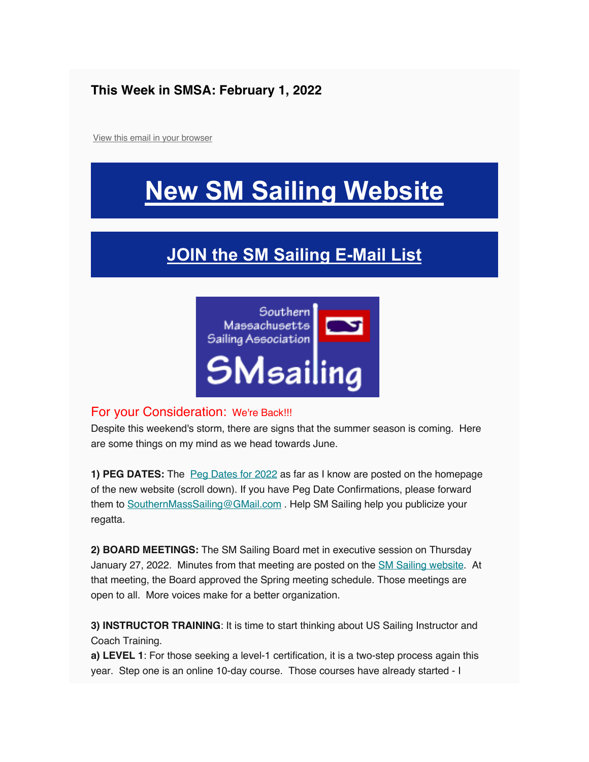**This Week in SMSA: February 1, 2022**

View this email in your browser

# New SM Sailing Website

## JOIN the SM Sailing E-Mail List

Southern Massachusetts Sailing Association

SMsailing

For your Consideration: We're Back!!!

Despite this weekend's storm, there are signs that the summer season is coming. Here are some things on my mind as we head towards June.

**1) PEG DATES:** The Peg Dates for 2022 as far as I know are posted on the homepage of the new website (scroll down). If you have Peg Date Confirmations, please forward them to SouthernMassSailing@GMail.com . Help SM Sailing help you publicize your regatta.

**2) BOARD MEETINGS:** The SM Sailing Board met in executive session on Thursday January 27, 2022. Minutes from that meeting are posted on the SM Sailing website. At that meeting, the Board approved the Spring meeting schedule. Those meetings are open to all. More voices make for a better organization.

**3) INSTRUCTOR TRAINING**: It is time to start thinking about US Sailing Instructor and Coach Training.

**a) LEVEL 1**: For those seeking a level-1 certification, it is a two-step process again this year. Step one is an online 10-day course. Those courses have already started - I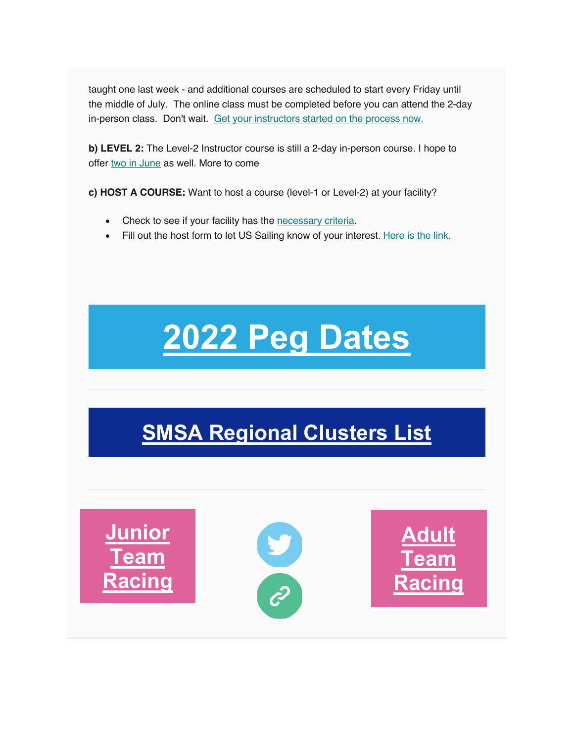taught one last week - and additional courses are scheduled to start every Friday until the middle of July.  The online class must be completed before you can attend the 2-day in-person class.  Don't wait.  Get your instructors started on the process now.

**b) LEVEL 2:** The Level-2 Instructor course is still a 2-day in-person course. I hope to offer two in June as well. More to come

**c) HOST A COURSE:** Want to host a course (level-1 or Level-2) at your facility?

- Check to see if your facility has the necessary criteria.
- Fill out the host form to let US Sailing know of your interest. Here is the link.

# 2022 Peg Dates

## SMSA Regional Clusters List

**Junior Team Racing**

**Adult Team Racing**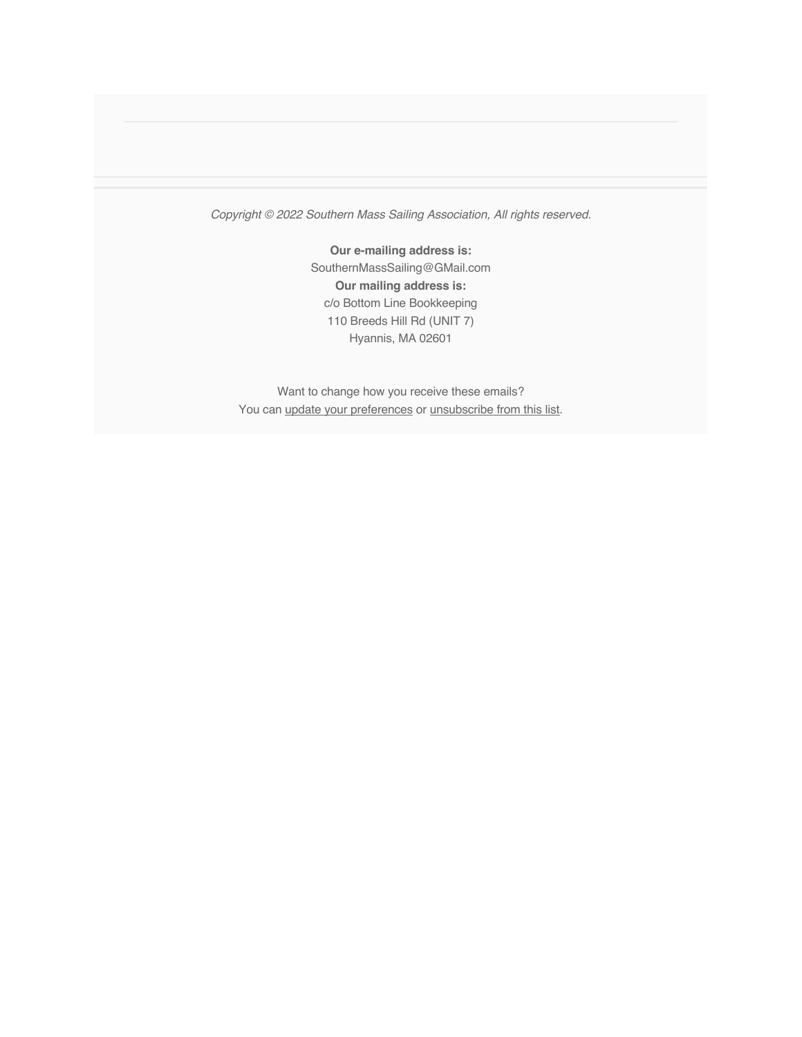*Copyright © 2022 Southern Mass Sailing Association, All rights reserved.*

**Our e-mailing address is:**
SouthernMassSailing@GMail.com
**Our mailing address is:**
c/o Bottom Line Bookkeeping
110 Breeds Hill Rd (UNIT 7)
Hyannis, MA 02601

Want to change how you receive these emails?
You can update your preferences or unsubscribe from this list.